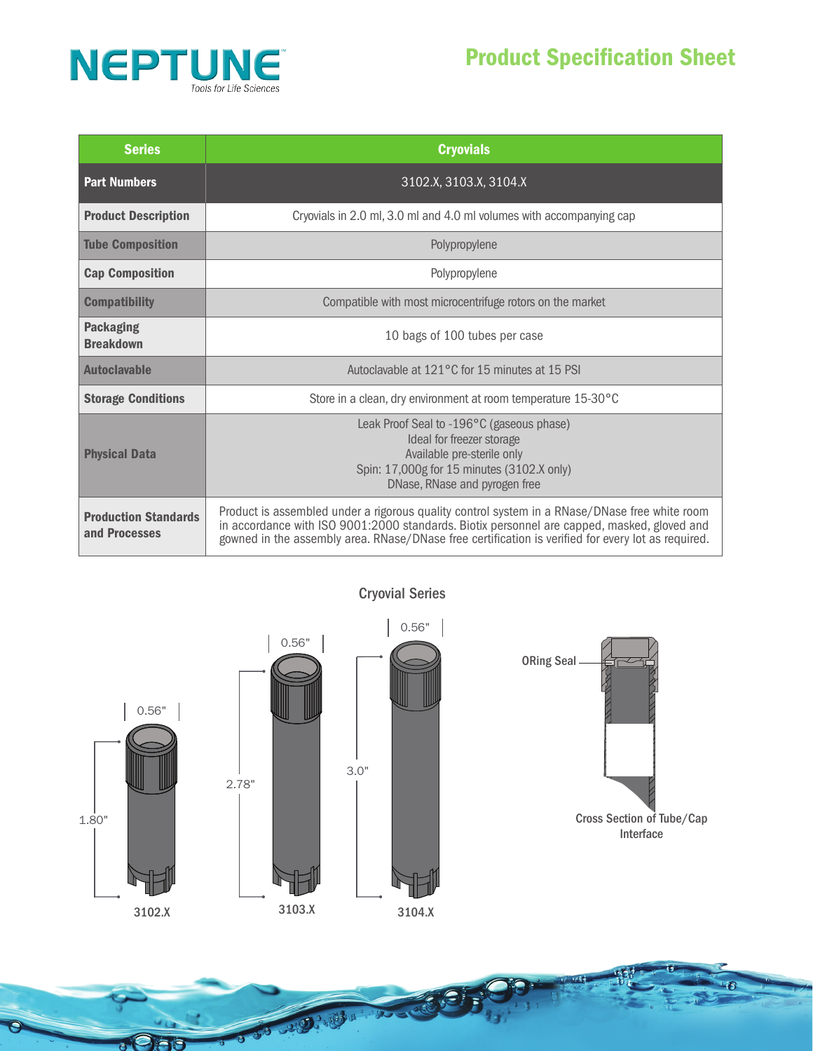# NEPTUNE

Tools for Life Sciences

## Product Specification Sheet

| Series | Cryovials |
|---|---|
| **Part Numbers** | 3102.X, 3103.X, 3104.X |
| **Product Description** | Cryovials in 2.0 ml, 3.0 ml and 4.0 ml volumes with accompanying cap |
| **Tube Composition** | Polypropylene |
| **Cap Composition** | Polypropylene |
| **Compatibility** | Compatible with most microcentrifuge rotors on the market |
| **Packaging Breakdown** | 10 bags of 100 tubes per case |
| **Autoclavable** | Autoclavable at 121°C for 15 minutes at 15 PSI |
| **Storage Conditions** | Store in a clean, dry environment at room temperature 15-30°C |
| **Physical Data** | Leak Proof Seal to -196°C (gaseous phase)<br>Ideal for freezer storage<br>Available pre-sterile only<br>Spin: 17,000g for 15 minutes (3102.X only)<br>DNase, RNase and pyrogen free |
| **Production Standards and Processes** | Product is assembled under a rigorous quality control system in a RNase/DNase free white room in accordance with ISO 9001:2000 standards. Biotix personnel are capped, masked, gloved and gowned in the assembly area. RNase/DNase free certification is verified for every lot as required. |

### Cryovial Series

3102.X: 0.56" diameter, 1.80" height

3103.X: 0.56" diameter, 2.78" height

3104.X: 0.56" diameter, 3.0" height

ORing Seal

Cross Section of Tube/Cap Interface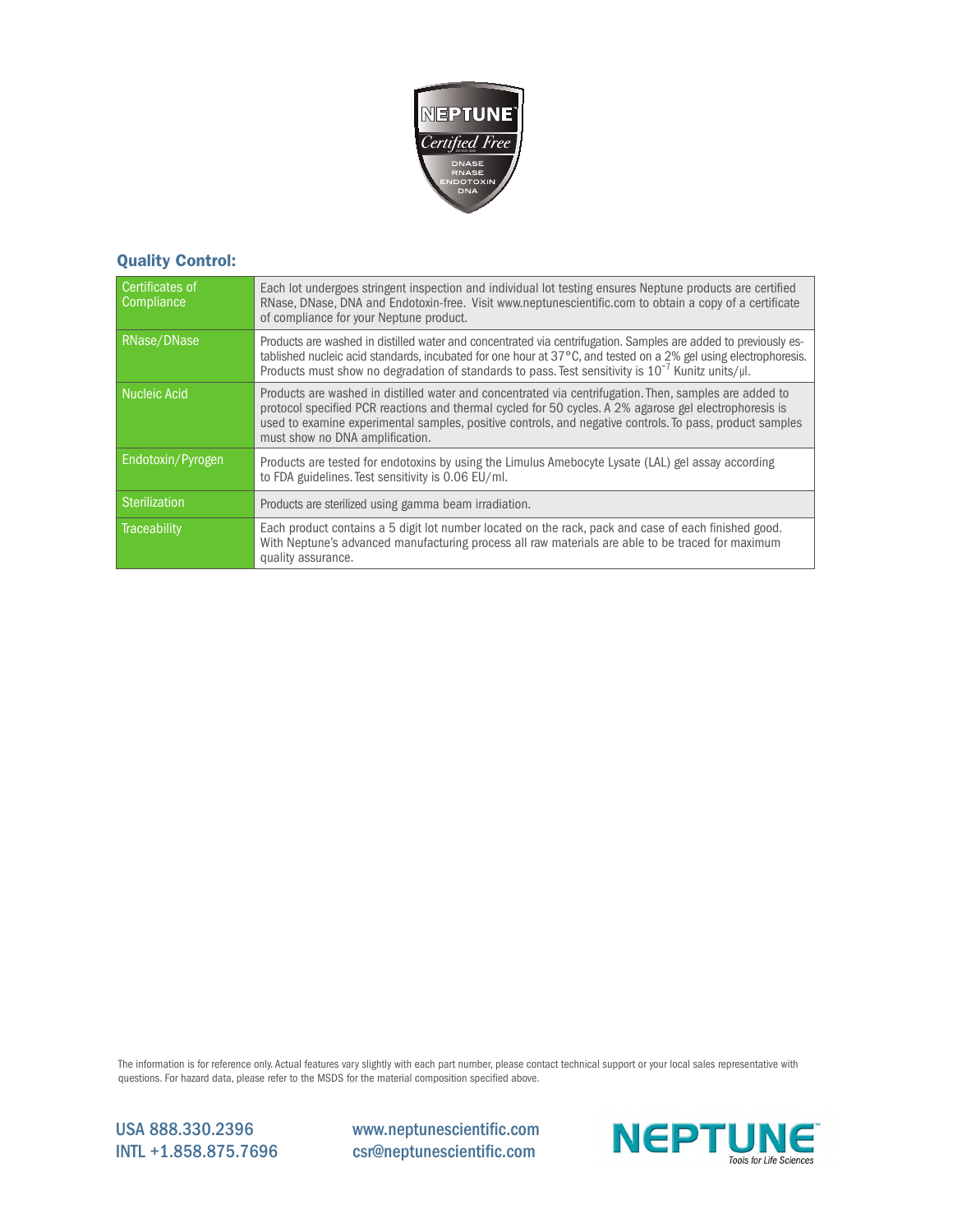NEPTUNE
Certified Free
DNASE
RNASE
ENDOTOXIN
DNA

## Quality Control:

| | |
|---|---|
| Certificates of Compliance | Each lot undergoes stringent inspection and individual lot testing ensures Neptune products are certified RNase, DNase, DNA and Endotoxin-free. Visit www.neptunescientific.com to obtain a copy of a certificate of compliance for your Neptune product. |
| RNase/DNase | Products are washed in distilled water and concentrated via centrifugation. Samples are added to previously established nucleic acid standards, incubated for one hour at 37°C, and tested on a 2% gel using electrophoresis. Products must show no degradation of standards to pass. Test sensitivity is $10^{-7}$ Kunitz units/μl. |
| Nucleic Acid | Products are washed in distilled water and concentrated via centrifugation. Then, samples are added to protocol specified PCR reactions and thermal cycled for 50 cycles. A 2% agarose gel electrophoresis is used to examine experimental samples, positive controls, and negative controls. To pass, product samples must show no DNA amplification. |
| Endotoxin/Pyrogen | Products are tested for endotoxins by using the Limulus Amebocyte Lysate (LAL) gel assay according to FDA guidelines. Test sensitivity is 0.06 EU/ml. |
| Sterilization | Products are sterilized using gamma beam irradiation. |
| Traceability | Each product contains a 5 digit lot number located on the rack, pack and case of each finished good. With Neptune's advanced manufacturing process all raw materials are able to be traced for maximum quality assurance. |

The information is for reference only. Actual features vary slightly with each part number, please contact technical support or your local sales representative with questions. For hazard data, please refer to the MSDS for the material composition specified above.

USA 888.330.2396
INTL +1.858.875.7696

www.neptunescientific.com
csr@neptunescientific.com

NEPTUNE
Tools for Life Sciences